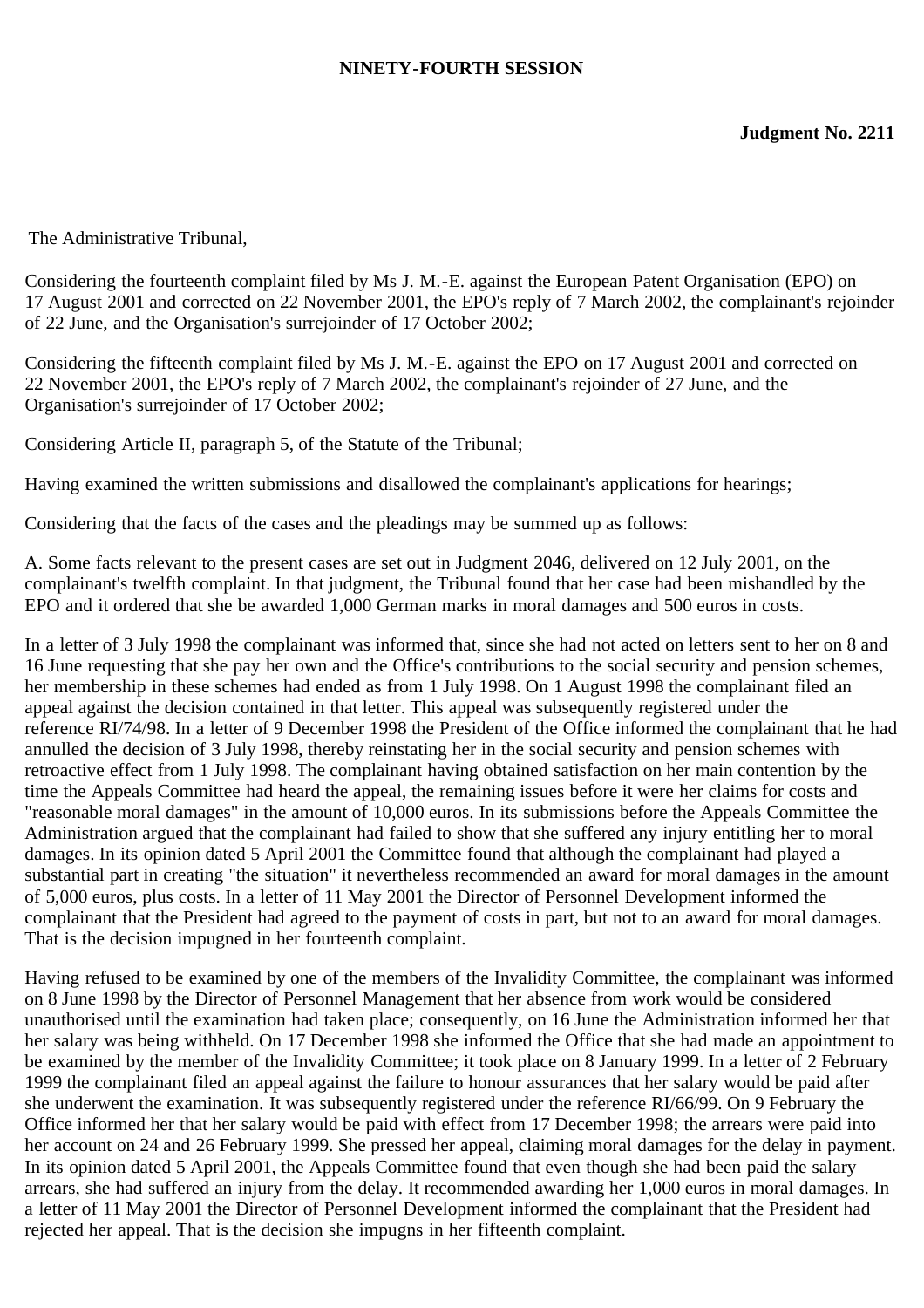**NINETY-FOURTH SESSION**

**Judgment No. 2211**

The Administrative Tribunal,

Considering the fourteenth complaint filed by Ms J. M.-E. against the European Patent Organisation (EPO) on 17 August 2001 and corrected on 22 November 2001, the EPO's reply of 7 March 2002, the complainant's rejoinder of 22 June, and the Organisation's surrejoinder of 17 October 2002;

Considering the fifteenth complaint filed by Ms J. M.-E. against the EPO on 17 August 2001 and corrected on 22 November 2001, the EPO's reply of 7 March 2002, the complainant's rejoinder of 27 June, and the Organisation's surrejoinder of 17 October 2002;

Considering Article II, paragraph 5, of the Statute of the Tribunal;

Having examined the written submissions and disallowed the complainant's applications for hearings;

Considering that the facts of the cases and the pleadings may be summed up as follows:

A. Some facts relevant to the present cases are set out in Judgment 2046, delivered on 12 July 2001, on the complainant's twelfth complaint. In that judgment, the Tribunal found that her case had been mishandled by the EPO and it ordered that she be awarded 1,000 German marks in moral damages and 500 euros in costs.

In a letter of 3 July 1998 the complainant was informed that, since she had not acted on letters sent to her on 8 and 16 June requesting that she pay her own and the Office's contributions to the social security and pension schemes, her membership in these schemes had ended as from 1 July 1998. On 1 August 1998 the complainant filed an appeal against the decision contained in that letter. This appeal was subsequently registered under the reference RI/74/98. In a letter of 9 December 1998 the President of the Office informed the complainant that he had annulled the decision of 3 July 1998, thereby reinstating her in the social security and pension schemes with retroactive effect from 1 July 1998. The complainant having obtained satisfaction on her main contention by the time the Appeals Committee had heard the appeal, the remaining issues before it were her claims for costs and "reasonable moral damages" in the amount of 10,000 euros. In its submissions before the Appeals Committee the Administration argued that the complainant had failed to show that she suffered any injury entitling her to moral damages. In its opinion dated 5 April 2001 the Committee found that although the complainant had played a substantial part in creating "the situation" it nevertheless recommended an award for moral damages in the amount of 5,000 euros, plus costs. In a letter of 11 May 2001 the Director of Personnel Development informed the complainant that the President had agreed to the payment of costs in part, but not to an award for moral damages. That is the decision impugned in her fourteenth complaint.

Having refused to be examined by one of the members of the Invalidity Committee, the complainant was informed on 8 June 1998 by the Director of Personnel Management that her absence from work would be considered unauthorised until the examination had taken place; consequently, on 16 June the Administration informed her that her salary was being withheld. On 17 December 1998 she informed the Office that she had made an appointment to be examined by the member of the Invalidity Committee; it took place on 8 January 1999. In a letter of 2 February 1999 the complainant filed an appeal against the failure to honour assurances that her salary would be paid after she underwent the examination. It was subsequently registered under the reference RI/66/99. On 9 February the Office informed her that her salary would be paid with effect from 17 December 1998; the arrears were paid into her account on 24 and 26 February 1999. She pressed her appeal, claiming moral damages for the delay in payment. In its opinion dated 5 April 2001, the Appeals Committee found that even though she had been paid the salary arrears, she had suffered an injury from the delay. It recommended awarding her 1,000 euros in moral damages. In a letter of 11 May 2001 the Director of Personnel Development informed the complainant that the President had rejected her appeal. That is the decision she impugns in her fifteenth complaint.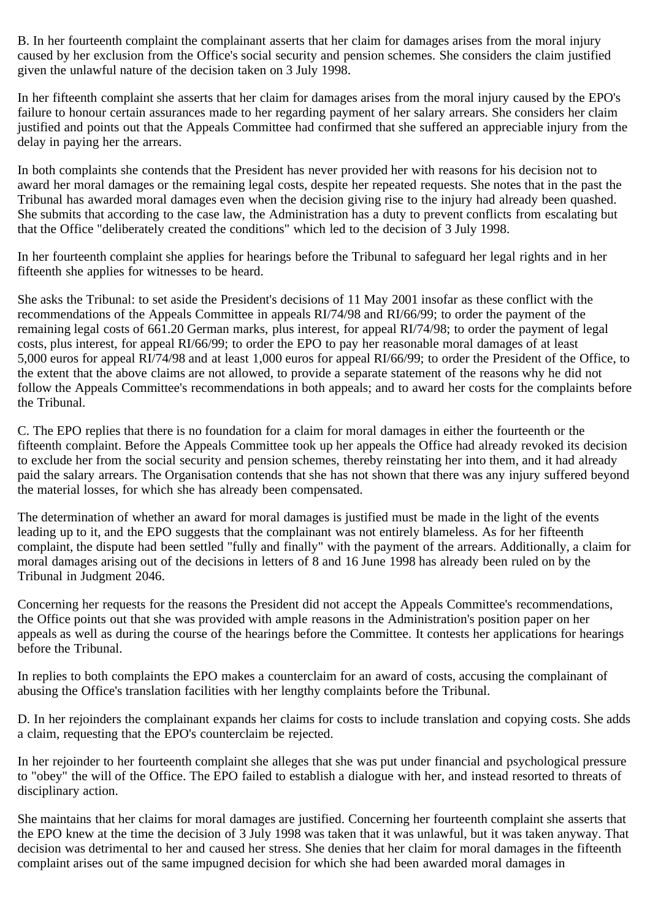B. In her fourteenth complaint the complainant asserts that her claim for damages arises from the moral injury caused by her exclusion from the Office's social security and pension schemes. She considers the claim justified given the unlawful nature of the decision taken on 3 July 1998.

In her fifteenth complaint she asserts that her claim for damages arises from the moral injury caused by the EPO's failure to honour certain assurances made to her regarding payment of her salary arrears. She considers her claim justified and points out that the Appeals Committee had confirmed that she suffered an appreciable injury from the delay in paying her the arrears.

In both complaints she contends that the President has never provided her with reasons for his decision not to award her moral damages or the remaining legal costs, despite her repeated requests. She notes that in the past the Tribunal has awarded moral damages even when the decision giving rise to the injury had already been quashed. She submits that according to the case law, the Administration has a duty to prevent conflicts from escalating but that the Office "deliberately created the conditions" which led to the decision of 3 July 1998.

In her fourteenth complaint she applies for hearings before the Tribunal to safeguard her legal rights and in her fifteenth she applies for witnesses to be heard.

She asks the Tribunal: to set aside the President's decisions of 11 May 2001 insofar as these conflict with the recommendations of the Appeals Committee in appeals RI/74/98 and RI/66/99; to order the payment of the remaining legal costs of 661.20 German marks, plus interest, for appeal RI/74/98; to order the payment of legal costs, plus interest, for appeal RI/66/99; to order the EPO to pay her reasonable moral damages of at least 5,000 euros for appeal RI/74/98 and at least 1,000 euros for appeal RI/66/99; to order the President of the Office, to the extent that the above claims are not allowed, to provide a separate statement of the reasons why he did not follow the Appeals Committee's recommendations in both appeals; and to award her costs for the complaints before the Tribunal.

C. The EPO replies that there is no foundation for a claim for moral damages in either the fourteenth or the fifteenth complaint. Before the Appeals Committee took up her appeals the Office had already revoked its decision to exclude her from the social security and pension schemes, thereby reinstating her into them, and it had already paid the salary arrears. The Organisation contends that she has not shown that there was any injury suffered beyond the material losses, for which she has already been compensated.

The determination of whether an award for moral damages is justified must be made in the light of the events leading up to it, and the EPO suggests that the complainant was not entirely blameless. As for her fifteenth complaint, the dispute had been settled "fully and finally" with the payment of the arrears. Additionally, a claim for moral damages arising out of the decisions in letters of 8 and 16 June 1998 has already been ruled on by the Tribunal in Judgment 2046.

Concerning her requests for the reasons the President did not accept the Appeals Committee's recommendations, the Office points out that she was provided with ample reasons in the Administration's position paper on her appeals as well as during the course of the hearings before the Committee. It contests her applications for hearings before the Tribunal.

In replies to both complaints the EPO makes a counterclaim for an award of costs, accusing the complainant of abusing the Office's translation facilities with her lengthy complaints before the Tribunal.

D. In her rejoinders the complainant expands her claims for costs to include translation and copying costs. She adds a claim, requesting that the EPO's counterclaim be rejected.

In her rejoinder to her fourteenth complaint she alleges that she was put under financial and psychological pressure to "obey" the will of the Office. The EPO failed to establish a dialogue with her, and instead resorted to threats of disciplinary action.

She maintains that her claims for moral damages are justified. Concerning her fourteenth complaint she asserts that the EPO knew at the time the decision of 3 July 1998 was taken that it was unlawful, but it was taken anyway. That decision was detrimental to her and caused her stress. She denies that her claim for moral damages in the fifteenth complaint arises out of the same impugned decision for which she had been awarded moral damages in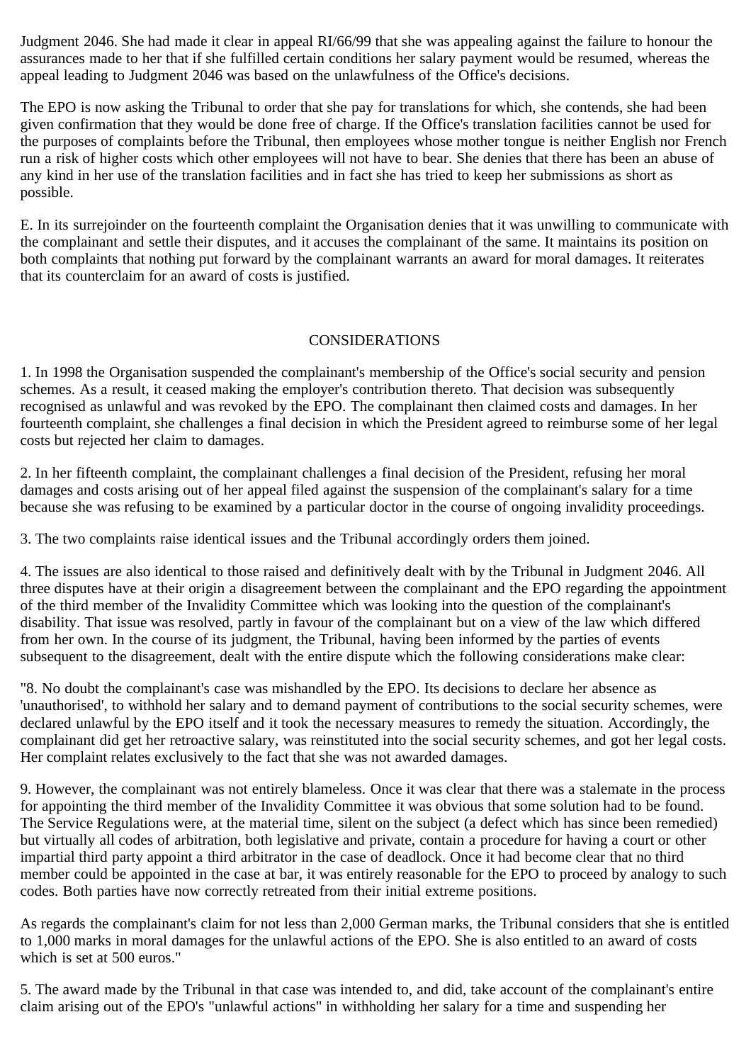Judgment 2046. She had made it clear in appeal RI/66/99 that she was appealing against the failure to honour the assurances made to her that if she fulfilled certain conditions her salary payment would be resumed, whereas the appeal leading to Judgment 2046 was based on the unlawfulness of the Office's decisions.

The EPO is now asking the Tribunal to order that she pay for translations for which, she contends, she had been given confirmation that they would be done free of charge. If the Office's translation facilities cannot be used for the purposes of complaints before the Tribunal, then employees whose mother tongue is neither English nor French run a risk of higher costs which other employees will not have to bear. She denies that there has been an abuse of any kind in her use of the translation facilities and in fact she has tried to keep her submissions as short as possible.

E. In its surrejoinder on the fourteenth complaint the Organisation denies that it was unwilling to communicate with the complainant and settle their disputes, and it accuses the complainant of the same. It maintains its position on both complaints that nothing put forward by the complainant warrants an award for moral damages. It reiterates that its counterclaim for an award of costs is justified.

## CONSIDERATIONS

1. In 1998 the Organisation suspended the complainant's membership of the Office's social security and pension schemes. As a result, it ceased making the employer's contribution thereto. That decision was subsequently recognised as unlawful and was revoked by the EPO. The complainant then claimed costs and damages. In her fourteenth complaint, she challenges a final decision in which the President agreed to reimburse some of her legal costs but rejected her claim to damages.

2. In her fifteenth complaint, the complainant challenges a final decision of the President, refusing her moral damages and costs arising out of her appeal filed against the suspension of the complainant's salary for a time because she was refusing to be examined by a particular doctor in the course of ongoing invalidity proceedings.

3. The two complaints raise identical issues and the Tribunal accordingly orders them joined.

4. The issues are also identical to those raised and definitively dealt with by the Tribunal in Judgment 2046. All three disputes have at their origin a disagreement between the complainant and the EPO regarding the appointment of the third member of the Invalidity Committee which was looking into the question of the complainant's disability. That issue was resolved, partly in favour of the complainant but on a view of the law which differed from her own. In the course of its judgment, the Tribunal, having been informed by the parties of events subsequent to the disagreement, dealt with the entire dispute which the following considerations make clear:

"8. No doubt the complainant's case was mishandled by the EPO. Its decisions to declare her absence as 'unauthorised', to withhold her salary and to demand payment of contributions to the social security schemes, were declared unlawful by the EPO itself and it took the necessary measures to remedy the situation. Accordingly, the complainant did get her retroactive salary, was reinstituted into the social security schemes, and got her legal costs. Her complaint relates exclusively to the fact that she was not awarded damages.

9. However, the complainant was not entirely blameless. Once it was clear that there was a stalemate in the process for appointing the third member of the Invalidity Committee it was obvious that some solution had to be found. The Service Regulations were, at the material time, silent on the subject (a defect which has since been remedied) but virtually all codes of arbitration, both legislative and private, contain a procedure for having a court or other impartial third party appoint a third arbitrator in the case of deadlock. Once it had become clear that no third member could be appointed in the case at bar, it was entirely reasonable for the EPO to proceed by analogy to such codes. Both parties have now correctly retreated from their initial extreme positions.

As regards the complainant's claim for not less than 2,000 German marks, the Tribunal considers that she is entitled to 1,000 marks in moral damages for the unlawful actions of the EPO. She is also entitled to an award of costs which is set at 500 euros."

5. The award made by the Tribunal in that case was intended to, and did, take account of the complainant's entire claim arising out of the EPO's "unlawful actions" in withholding her salary for a time and suspending her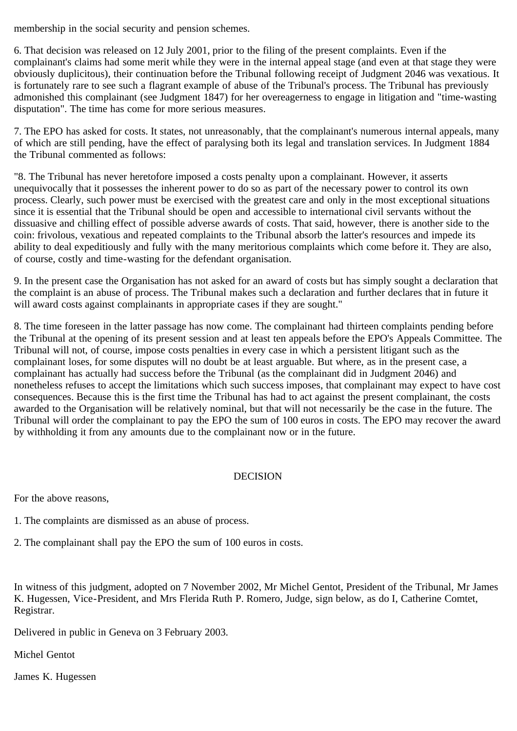membership in the social security and pension schemes.

6. That decision was released on 12 July 2001, prior to the filing of the present complaints. Even if the complainant's claims had some merit while they were in the internal appeal stage (and even at that stage they were obviously duplicitous), their continuation before the Tribunal following receipt of Judgment 2046 was vexatious. It is fortunately rare to see such a flagrant example of abuse of the Tribunal's process. The Tribunal has previously admonished this complainant (see Judgment 1847) for her overeagerness to engage in litigation and "time-wasting disputation". The time has come for more serious measures.

7. The EPO has asked for costs. It states, not unreasonably, that the complainant's numerous internal appeals, many of which are still pending, have the effect of paralysing both its legal and translation services. In Judgment 1884 the Tribunal commented as follows:

"8. The Tribunal has never heretofore imposed a costs penalty upon a complainant. However, it asserts unequivocally that it possesses the inherent power to do so as part of the necessary power to control its own process. Clearly, such power must be exercised with the greatest care and only in the most exceptional situations since it is essential that the Tribunal should be open and accessible to international civil servants without the dissuasive and chilling effect of possible adverse awards of costs. That said, however, there is another side to the coin: frivolous, vexatious and repeated complaints to the Tribunal absorb the latter's resources and impede its ability to deal expeditiously and fully with the many meritorious complaints which come before it. They are also, of course, costly and time-wasting for the defendant organisation.

9. In the present case the Organisation has not asked for an award of costs but has simply sought a declaration that the complaint is an abuse of process. The Tribunal makes such a declaration and further declares that in future it will award costs against complainants in appropriate cases if they are sought."

8. The time foreseen in the latter passage has now come. The complainant had thirteen complaints pending before the Tribunal at the opening of its present session and at least ten appeals before the EPO's Appeals Committee. The Tribunal will not, of course, impose costs penalties in every case in which a persistent litigant such as the complainant loses, for some disputes will no doubt be at least arguable. But where, as in the present case, a complainant has actually had success before the Tribunal (as the complainant did in Judgment 2046) and nonetheless refuses to accept the limitations which such success imposes, that complainant may expect to have cost consequences. Because this is the first time the Tribunal has had to act against the present complainant, the costs awarded to the Organisation will be relatively nominal, but that will not necessarily be the case in the future. The Tribunal will order the complainant to pay the EPO the sum of 100 euros in costs. The EPO may recover the award by withholding it from any amounts due to the complainant now or in the future.

## DECISION

For the above reasons,

1. The complaints are dismissed as an abuse of process.

2. The complainant shall pay the EPO the sum of 100 euros in costs.

In witness of this judgment, adopted on 7 November 2002, Mr Michel Gentot, President of the Tribunal, Mr James K. Hugessen, Vice-President, and Mrs Flerida Ruth P. Romero, Judge, sign below, as do I, Catherine Comtet, Registrar.

Delivered in public in Geneva on 3 February 2003.

Michel Gentot

James K. Hugessen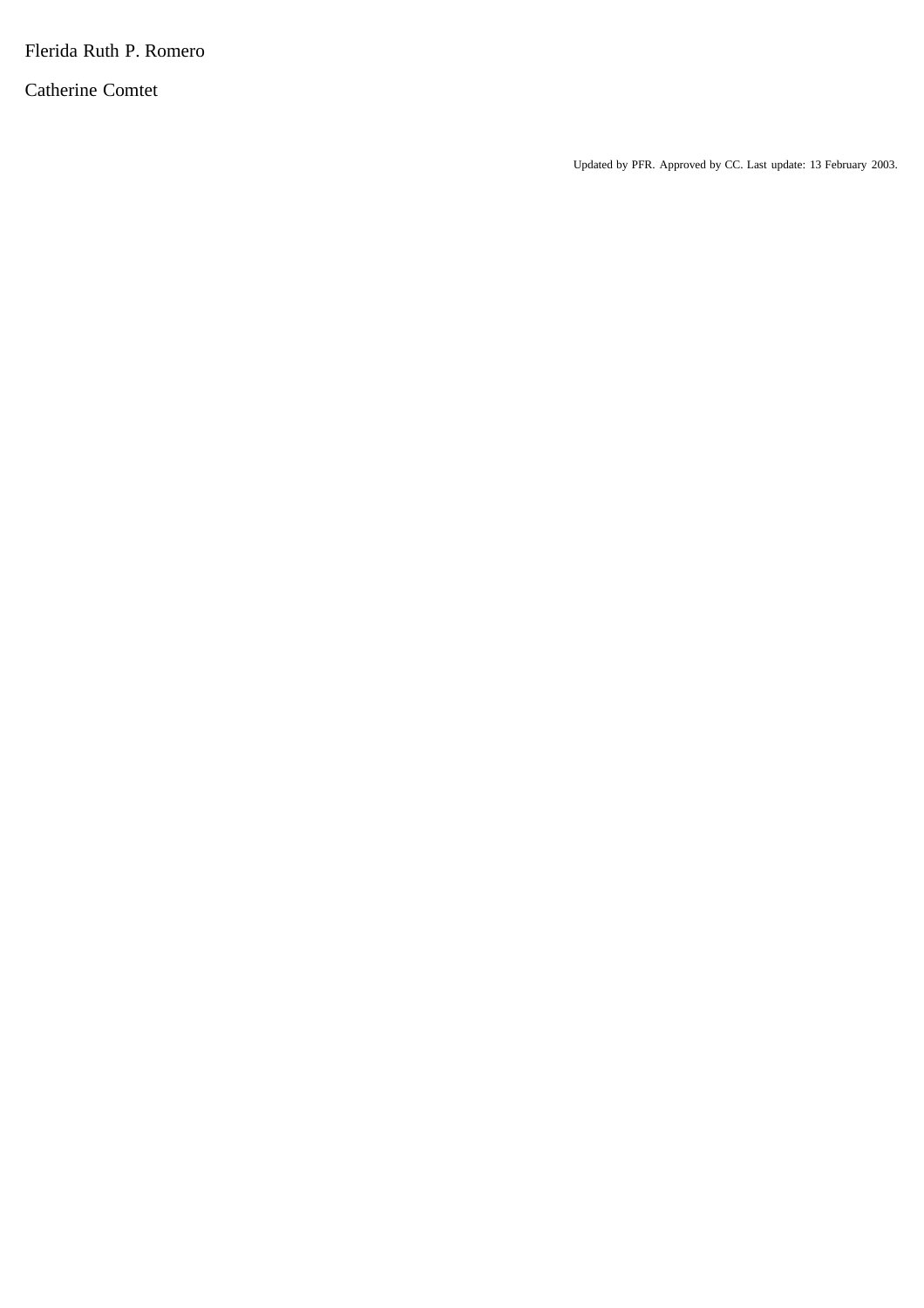Flerida Ruth P. Romero

Catherine Comtet

Updated by PFR. Approved by CC. Last update: 13 February 2003.